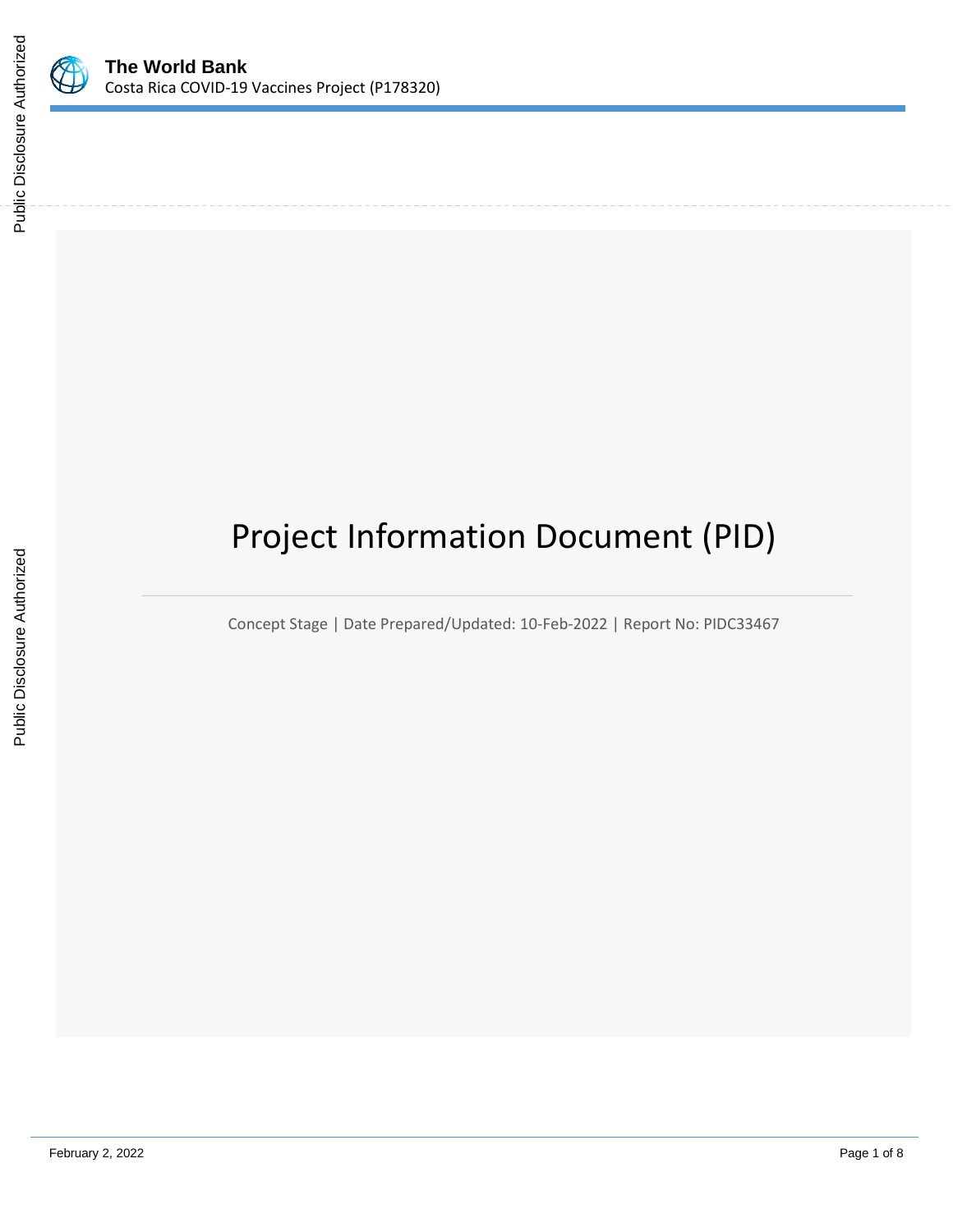# Project Information Document (PID)

Concept Stage | Date Prepared/Updated: 10-Feb-2022 | Report No: PIDC33467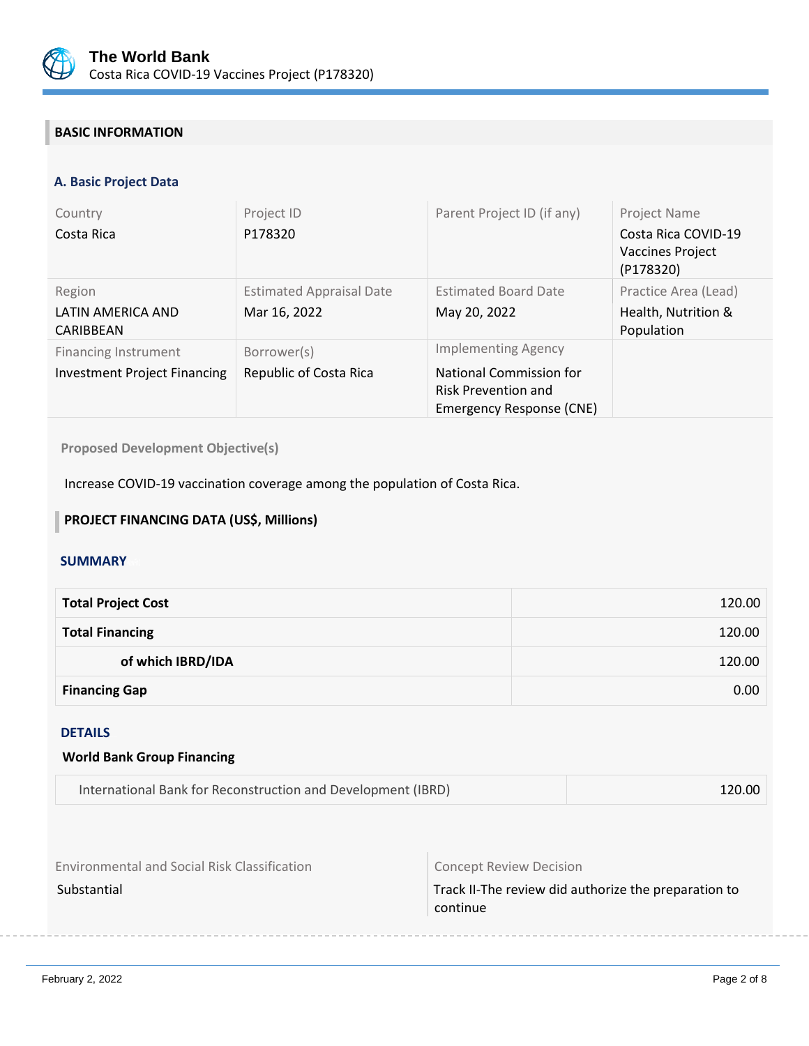## BASIC INFORMATION

### A. Basic Project Data

| Country | Project ID | Parent Project ID (if any) | Project Name |
|---|---|---|---|
| Costa Rica | P178320 | | Costa Rica COVID-19 Vaccines Project (P178320) |
| **Region** | **Estimated Appraisal Date** | **Estimated Board Date** | **Practice Area (Lead)** |
| LATIN AMERICA AND CARIBBEAN | Mar 16, 2022 | May 20, 2022 | Health, Nutrition & Population |
| **Financing Instrument** | **Borrower(s)** | **Implementing Agency** | |
| Investment Project Financing | Republic of Costa Rica | National Commission for Risk Prevention and Emergency Response (CNE) | |

**Proposed Development Objective(s)**

Increase COVID-19 vaccination coverage among the population of Costa Rica.

## PROJECT FINANCING DATA (US$, Millions)

### SUMMARY

| | |
|---|---|
| **Total Project Cost** | 120.00 |
| **Total Financing** | 120.00 |
| **of which IBRD/IDA** | 120.00 |
| **Financing Gap** | 0.00 |

### DETAILS

**World Bank Group Financing**

| | |
|---|---|
| International Bank for Reconstruction and Development (IBRD) | 120.00 |

| Environmental and Social Risk Classification | Concept Review Decision |
|---|---|
| Substantial | Track II-The review did authorize the preparation to continue |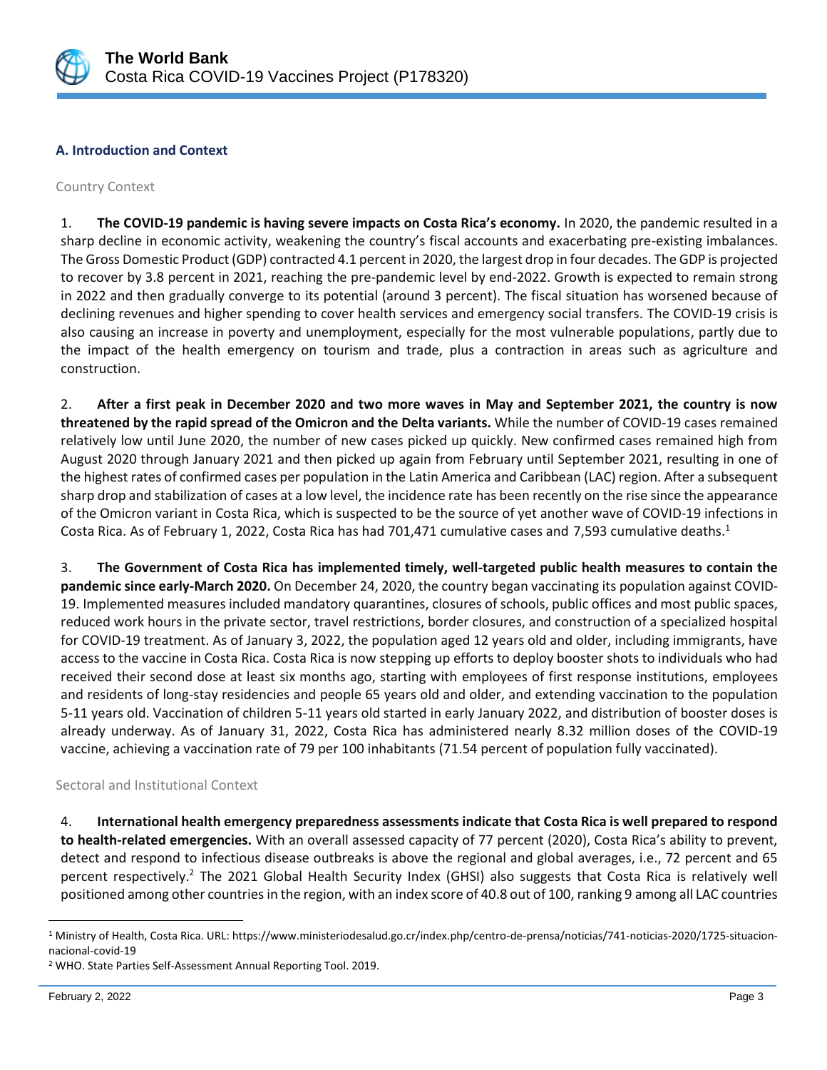## A. Introduction and Context

### Country Context

1. **The COVID-19 pandemic is having severe impacts on Costa Rica's economy.** In 2020, the pandemic resulted in a sharp decline in economic activity, weakening the country's fiscal accounts and exacerbating pre-existing imbalances. The Gross Domestic Product (GDP) contracted 4.1 percent in 2020, the largest drop in four decades. The GDP is projected to recover by 3.8 percent in 2021, reaching the pre-pandemic level by end-2022. Growth is expected to remain strong in 2022 and then gradually converge to its potential (around 3 percent). The fiscal situation has worsened because of declining revenues and higher spending to cover health services and emergency social transfers. The COVID-19 crisis is also causing an increase in poverty and unemployment, especially for the most vulnerable populations, partly due to the impact of the health emergency on tourism and trade, plus a contraction in areas such as agriculture and construction.

2. **After a first peak in December 2020 and two more waves in May and September 2021, the country is now threatened by the rapid spread of the Omicron and the Delta variants.** While the number of COVID-19 cases remained relatively low until June 2020, the number of new cases picked up quickly. New confirmed cases remained high from August 2020 through January 2021 and then picked up again from February until September 2021, resulting in one of the highest rates of confirmed cases per population in the Latin America and Caribbean (LAC) region. After a subsequent sharp drop and stabilization of cases at a low level, the incidence rate has been recently on the rise since the appearance of the Omicron variant in Costa Rica, which is suspected to be the source of yet another wave of COVID-19 infections in Costa Rica. As of February 1, 2022, Costa Rica has had 701,471 cumulative cases and 7,593 cumulative deaths.[1]

3. **The Government of Costa Rica has implemented timely, well-targeted public health measures to contain the pandemic since early-March 2020.** On December 24, 2020, the country began vaccinating its population against COVID-19. Implemented measures included mandatory quarantines, closures of schools, public offices and most public spaces, reduced work hours in the private sector, travel restrictions, border closures, and construction of a specialized hospital for COVID-19 treatment. As of January 3, 2022, the population aged 12 years old and older, including immigrants, have access to the vaccine in Costa Rica. Costa Rica is now stepping up efforts to deploy booster shots to individuals who had received their second dose at least six months ago, starting with employees of first response institutions, employees and residents of long-stay residencies and people 65 years old and older, and extending vaccination to the population 5-11 years old. Vaccination of children 5-11 years old started in early January 2022, and distribution of booster doses is already underway. As of January 31, 2022, Costa Rica has administered nearly 8.32 million doses of the COVID-19 vaccine, achieving a vaccination rate of 79 per 100 inhabitants (71.54 percent of population fully vaccinated).

### Sectoral and Institutional Context

4. **International health emergency preparedness assessments indicate that Costa Rica is well prepared to respond to health-related emergencies.** With an overall assessed capacity of 77 percent (2020), Costa Rica's ability to prevent, detect and respond to infectious disease outbreaks is above the regional and global averages, i.e., 72 percent and 65 percent respectively.[2] The 2021 Global Health Security Index (GHSI) also suggests that Costa Rica is relatively well positioned among other countries in the region, with an index score of 40.8 out of 100, ranking 9 among all LAC countries

---

[1] Ministry of Health, Costa Rica. URL: https://www.ministeriodesalud.go.cr/index.php/centro-de-prensa/noticias/741-noticias-2020/1725-situacion-nacional-covid-19

[2] WHO. State Parties Self-Assessment Annual Reporting Tool. 2019.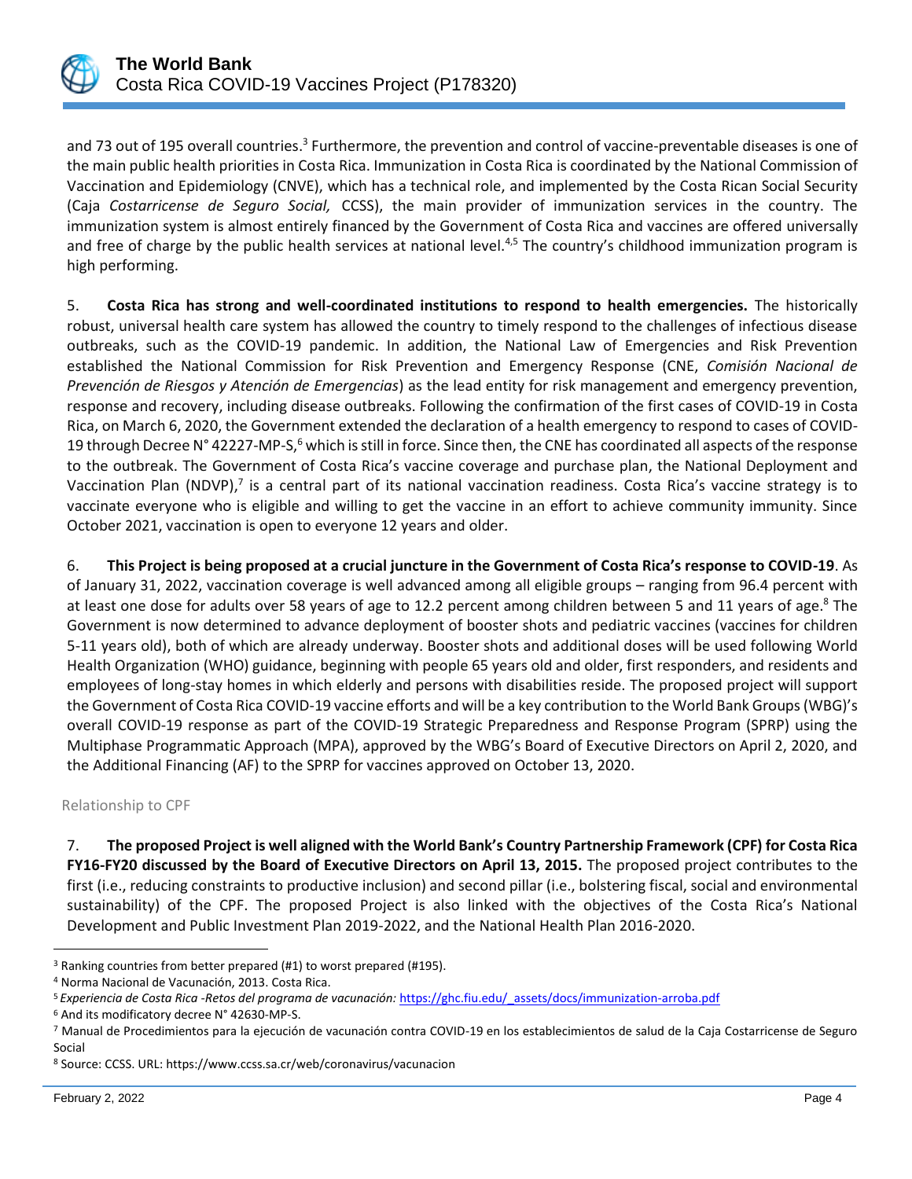and 73 out of 195 overall countries.[3] Furthermore, the prevention and control of vaccine-preventable diseases is one of the main public health priorities in Costa Rica. Immunization in Costa Rica is coordinated by the National Commission of Vaccination and Epidemiology (CNVE), which has a technical role, and implemented by the Costa Rican Social Security (Caja *Costarricense de Seguro Social,* CCSS), the main provider of immunization services in the country. The immunization system is almost entirely financed by the Government of Costa Rica and vaccines are offered universally and free of charge by the public health services at national level.[4,5] The country's childhood immunization program is high performing.

5. **Costa Rica has strong and well-coordinated institutions to respond to health emergencies.** The historically robust, universal health care system has allowed the country to timely respond to the challenges of infectious disease outbreaks, such as the COVID-19 pandemic. In addition, the National Law of Emergencies and Risk Prevention established the National Commission for Risk Prevention and Emergency Response (CNE, *Comisión Nacional de Prevención de Riesgos y Atención de Emergencias*) as the lead entity for risk management and emergency prevention, response and recovery, including disease outbreaks. Following the confirmation of the first cases of COVID-19 in Costa Rica, on March 6, 2020, the Government extended the declaration of a health emergency to respond to cases of COVID-19 through Decree N° 42227-MP-S,[6] which is still in force. Since then, the CNE has coordinated all aspects of the response to the outbreak. The Government of Costa Rica's vaccine coverage and purchase plan, the National Deployment and Vaccination Plan (NDVP),[7] is a central part of its national vaccination readiness. Costa Rica's vaccine strategy is to vaccinate everyone who is eligible and willing to get the vaccine in an effort to achieve community immunity. Since October 2021, vaccination is open to everyone 12 years and older.

6. **This Project is being proposed at a crucial juncture in the Government of Costa Rica's response to COVID-19**. As of January 31, 2022, vaccination coverage is well advanced among all eligible groups – ranging from 96.4 percent with at least one dose for adults over 58 years of age to 12.2 percent among children between 5 and 11 years of age.[8] The Government is now determined to advance deployment of booster shots and pediatric vaccines (vaccines for children 5-11 years old), both of which are already underway. Booster shots and additional doses will be used following World Health Organization (WHO) guidance, beginning with people 65 years old and older, first responders, and residents and employees of long-stay homes in which elderly and persons with disabilities reside. The proposed project will support the Government of Costa Rica COVID-19 vaccine efforts and will be a key contribution to the World Bank Groups (WBG)'s overall COVID-19 response as part of the COVID-19 Strategic Preparedness and Response Program (SPRP) using the Multiphase Programmatic Approach (MPA), approved by the WBG's Board of Executive Directors on April 2, 2020, and the Additional Financing (AF) to the SPRP for vaccines approved on October 13, 2020.

Relationship to CPF

7. **The proposed Project is well aligned with the World Bank's Country Partnership Framework (CPF) for Costa Rica FY16-FY20 discussed by the Board of Executive Directors on April 13, 2015.** The proposed project contributes to the first (i.e., reducing constraints to productive inclusion) and second pillar (i.e., bolstering fiscal, social and environmental sustainability) of the CPF. The proposed Project is also linked with the objectives of the Costa Rica's National Development and Public Investment Plan 2019-2022, and the National Health Plan 2016-2020.

---

[3] Ranking countries from better prepared (#1) to worst prepared (#195).

[4] Norma Nacional de Vacunación, 2013. Costa Rica.

[5] *Experiencia de Costa Rica -Retos del programa de vacunación:* https://ghc.fiu.edu/_assets/docs/immunization-arroba.pdf

[6] And its modificatory decree N° 42630-MP-S.

[7] Manual de Procedimientos para la ejecución de vacunación contra COVID-19 en los establecimientos de salud de la Caja Costarricense de Seguro Social

[8] Source: CCSS. URL: https://www.ccss.sa.cr/web/coronavirus/vacunacion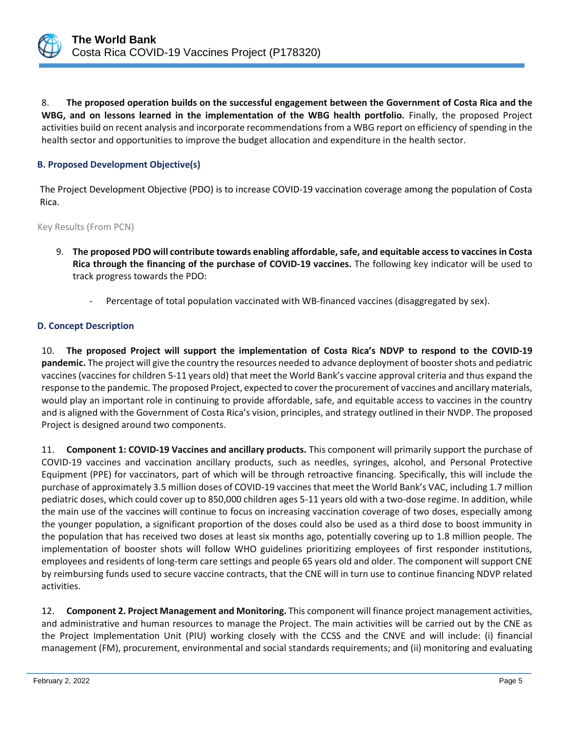8. **The proposed operation builds on the successful engagement between the Government of Costa Rica and the WBG, and on lessons learned in the implementation of the WBG health portfolio.** Finally, the proposed Project activities build on recent analysis and incorporate recommendations from a WBG report on efficiency of spending in the health sector and opportunities to improve the budget allocation and expenditure in the health sector.

### B. Proposed Development Objective(s)

The Project Development Objective (PDO) is to increase COVID-19 vaccination coverage among the population of Costa Rica.

Key Results (From PCN)

9. **The proposed PDO will contribute towards enabling affordable, safe, and equitable access to vaccines in Costa Rica through the financing of the purchase of COVID-19 vaccines.** The following key indicator will be used to track progress towards the PDO:

   - Percentage of total population vaccinated with WB-financed vaccines (disaggregated by sex).

### D. Concept Description

10. **The proposed Project will support the implementation of Costa Rica's NDVP to respond to the COVID-19 pandemic.** The project will give the country the resources needed to advance deployment of booster shots and pediatric vaccines (vaccines for children 5-11 years old) that meet the World Bank's vaccine approval criteria and thus expand the response to the pandemic. The proposed Project, expected to cover the procurement of vaccines and ancillary materials, would play an important role in continuing to provide affordable, safe, and equitable access to vaccines in the country and is aligned with the Government of Costa Rica's vision, principles, and strategy outlined in their NVDP. The proposed Project is designed around two components.

11. **Component 1: COVID-19 Vaccines and ancillary products.** This component will primarily support the purchase of COVID-19 vaccines and vaccination ancillary products, such as needles, syringes, alcohol, and Personal Protective Equipment (PPE) for vaccinators, part of which will be through retroactive financing. Specifically, this will include the purchase of approximately 3.5 million doses of COVID-19 vaccines that meet the World Bank's VAC, including 1.7 million pediatric doses, which could cover up to 850,000 children ages 5-11 years old with a two-dose regime. In addition, while the main use of the vaccines will continue to focus on increasing vaccination coverage of two doses, especially among the younger population, a significant proportion of the doses could also be used as a third dose to boost immunity in the population that has received two doses at least six months ago, potentially covering up to 1.8 million people. The implementation of booster shots will follow WHO guidelines prioritizing employees of first responder institutions, employees and residents of long-term care settings and people 65 years old and older. The component will support CNE by reimbursing funds used to secure vaccine contracts, that the CNE will in turn use to continue financing NDVP related activities.

12. **Component 2. Project Management and Monitoring.** This component will finance project management activities, and administrative and human resources to manage the Project. The main activities will be carried out by the CNE as the Project Implementation Unit (PIU) working closely with the CCSS and the CNVE and will include: (i) financial management (FM), procurement, environmental and social standards requirements; and (ii) monitoring and evaluating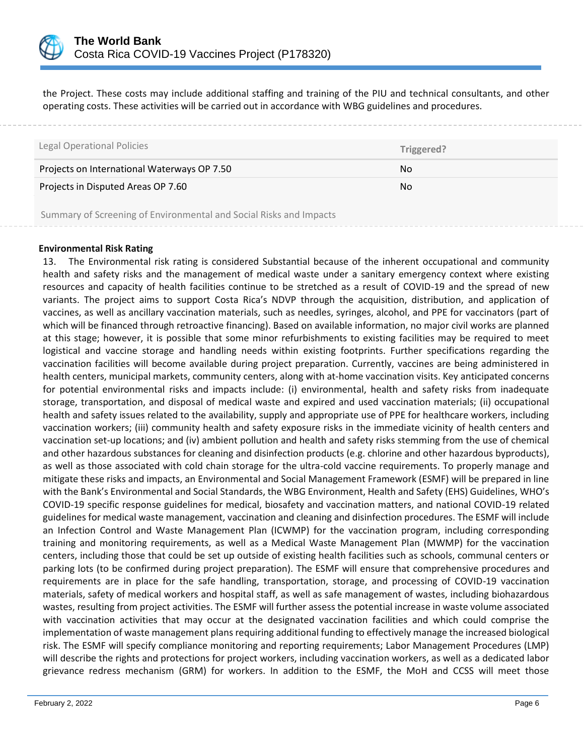the Project. These costs may include additional staffing and training of the PIU and technical consultants, and other operating costs. These activities will be carried out in accordance with WBG guidelines and procedures.

| Legal Operational Policies | Triggered? |
| --- | --- |
| Projects on International Waterways OP 7.50 | No |
| Projects in Disputed Areas OP 7.60 | No |

Summary of Screening of Environmental and Social Risks and Impacts

**Environmental Risk Rating**

13. The Environmental risk rating is considered Substantial because of the inherent occupational and community health and safety risks and the management of medical waste under a sanitary emergency context where existing resources and capacity of health facilities continue to be stretched as a result of COVID-19 and the spread of new variants. The project aims to support Costa Rica's NDVP through the acquisition, distribution, and application of vaccines, as well as ancillary vaccination materials, such as needles, syringes, alcohol, and PPE for vaccinators (part of which will be financed through retroactive financing). Based on available information, no major civil works are planned at this stage; however, it is possible that some minor refurbishments to existing facilities may be required to meet logistical and vaccine storage and handling needs within existing footprints. Further specifications regarding the vaccination facilities will become available during project preparation. Currently, vaccines are being administered in health centers, municipal markets, community centers, along with at-home vaccination visits. Key anticipated concerns for potential environmental risks and impacts include: (i) environmental, health and safety risks from inadequate storage, transportation, and disposal of medical waste and expired and used vaccination materials; (ii) occupational health and safety issues related to the availability, supply and appropriate use of PPE for healthcare workers, including vaccination workers; (iii) community health and safety exposure risks in the immediate vicinity of health centers and vaccination set-up locations; and (iv) ambient pollution and health and safety risks stemming from the use of chemical and other hazardous substances for cleaning and disinfection products (e.g. chlorine and other hazardous byproducts), as well as those associated with cold chain storage for the ultra-cold vaccine requirements. To properly manage and mitigate these risks and impacts, an Environmental and Social Management Framework (ESMF) will be prepared in line with the Bank's Environmental and Social Standards, the WBG Environment, Health and Safety (EHS) Guidelines, WHO's COVID-19 specific response guidelines for medical, biosafety and vaccination matters, and national COVID-19 related guidelines for medical waste management, vaccination and cleaning and disinfection procedures. The ESMF will include an Infection Control and Waste Management Plan (ICWMP) for the vaccination program, including corresponding training and monitoring requirements, as well as a Medical Waste Management Plan (MWMP) for the vaccination centers, including those that could be set up outside of existing health facilities such as schools, communal centers or parking lots (to be confirmed during project preparation). The ESMF will ensure that comprehensive procedures and requirements are in place for the safe handling, transportation, storage, and processing of COVID-19 vaccination materials, safety of medical workers and hospital staff, as well as safe management of wastes, including biohazardous wastes, resulting from project activities. The ESMF will further assess the potential increase in waste volume associated with vaccination activities that may occur at the designated vaccination facilities and which could comprise the implementation of waste management plans requiring additional funding to effectively manage the increased biological risk. The ESMF will specify compliance monitoring and reporting requirements; Labor Management Procedures (LMP) will describe the rights and protections for project workers, including vaccination workers, as well as a dedicated labor grievance redress mechanism (GRM) for workers. In addition to the ESMF, the MoH and CCSS will meet those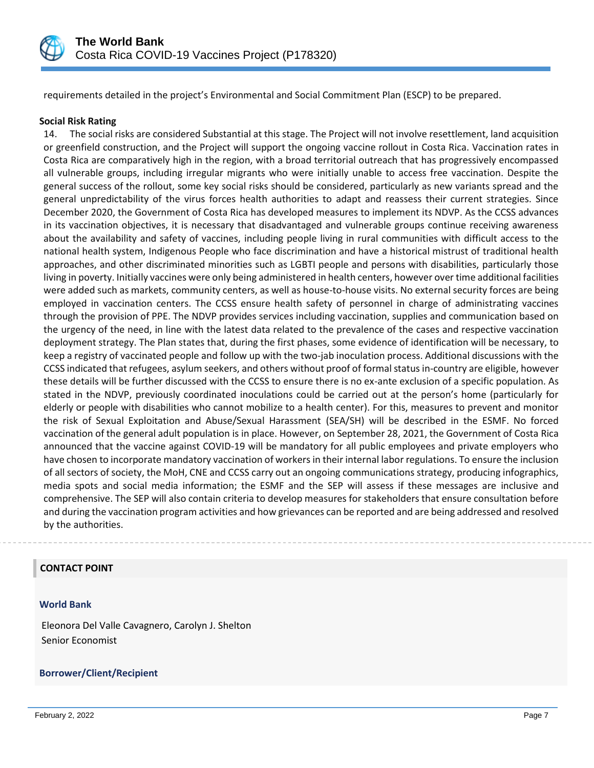requirements detailed in the project's Environmental and Social Commitment Plan (ESCP) to be prepared.

**Social Risk Rating**

14. The social risks are considered Substantial at this stage. The Project will not involve resettlement, land acquisition or greenfield construction, and the Project will support the ongoing vaccine rollout in Costa Rica. Vaccination rates in Costa Rica are comparatively high in the region, with a broad territorial outreach that has progressively encompassed all vulnerable groups, including irregular migrants who were initially unable to access free vaccination. Despite the general success of the rollout, some key social risks should be considered, particularly as new variants spread and the general unpredictability of the virus forces health authorities to adapt and reassess their current strategies. Since December 2020, the Government of Costa Rica has developed measures to implement its NDVP. As the CCSS advances in its vaccination objectives, it is necessary that disadvantaged and vulnerable groups continue receiving awareness about the availability and safety of vaccines, including people living in rural communities with difficult access to the national health system, Indigenous People who face discrimination and have a historical mistrust of traditional health approaches, and other discriminated minorities such as LGBTI people and persons with disabilities, particularly those living in poverty. Initially vaccines were only being administered in health centers, however over time additional facilities were added such as markets, community centers, as well as house-to-house visits. No external security forces are being employed in vaccination centers. The CCSS ensure health safety of personnel in charge of administrating vaccines through the provision of PPE. The NDVP provides services including vaccination, supplies and communication based on the urgency of the need, in line with the latest data related to the prevalence of the cases and respective vaccination deployment strategy. The Plan states that, during the first phases, some evidence of identification will be necessary, to keep a registry of vaccinated people and follow up with the two-jab inoculation process. Additional discussions with the CCSS indicated that refugees, asylum seekers, and others without proof of formal status in-country are eligible, however these details will be further discussed with the CCSS to ensure there is no ex-ante exclusion of a specific population. As stated in the NDVP, previously coordinated inoculations could be carried out at the person's home (particularly for elderly or people with disabilities who cannot mobilize to a health center). For this, measures to prevent and monitor the risk of Sexual Exploitation and Abuse/Sexual Harassment (SEA/SH) will be described in the ESMF. No forced vaccination of the general adult population is in place. However, on September 28, 2021, the Government of Costa Rica announced that the vaccine against COVID-19 will be mandatory for all public employees and private employers who have chosen to incorporate mandatory vaccination of workers in their internal labor regulations. To ensure the inclusion of all sectors of society, the MoH, CNE and CCSS carry out an ongoing communications strategy, producing infographics, media spots and social media information; the ESMF and the SEP will assess if these messages are inclusive and comprehensive. The SEP will also contain criteria to develop measures for stakeholders that ensure consultation before and during the vaccination program activities and how grievances can be reported and are being addressed and resolved by the authorities.

---

## CONTACT POINT

### World Bank

Eleonora Del Valle Cavagnero, Carolyn J. Shelton
Senior Economist

### Borrower/Client/Recipient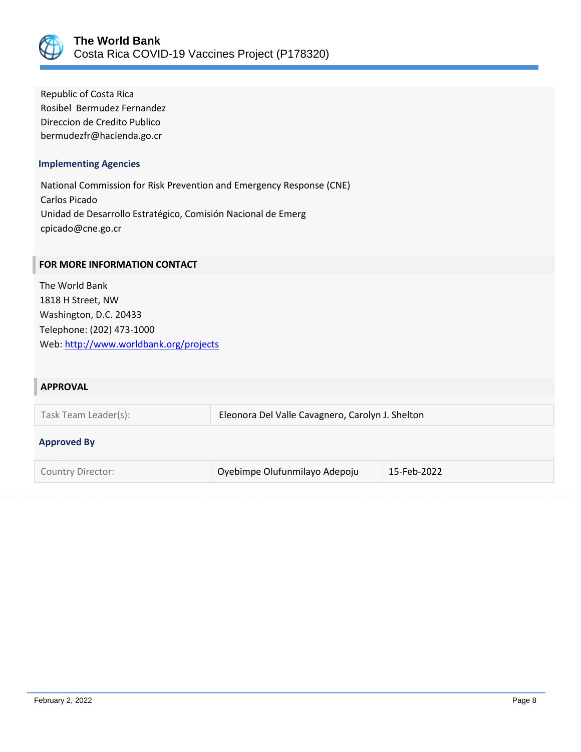Republic of Costa Rica
Rosibel Bermudez Fernandez
Direccion de Credito Publico
bermudezfr@hacienda.go.cr

### Implementing Agencies

National Commission for Risk Prevention and Emergency Response (CNE)
Carlos Picado
Unidad de Desarrollo Estratégico, Comisión Nacional de Emerg
cpicado@cne.go.cr

## FOR MORE INFORMATION CONTACT

The World Bank
1818 H Street, NW
Washington, D.C. 20433
Telephone: (202) 473-1000
Web: http://www.worldbank.org/projects

## APPROVAL

| | |
|---|---|
| Task Team Leader(s): | Eleonora Del Valle Cavagnero, Carolyn J. Shelton |

### Approved By

| | | |
|---|---|---|
| Country Director: | Oyebimpe Olufunmilayo Adepoju | 15-Feb-2022 |